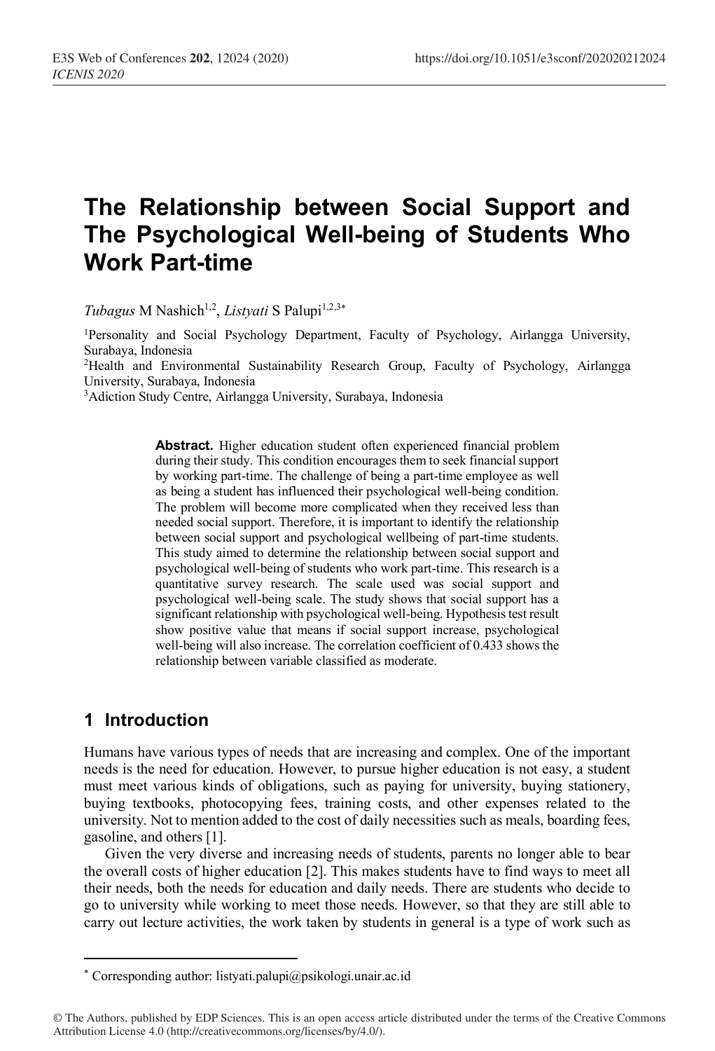# The Relationship between Social Support and The Psychological Well-being of Students Who Work Part-time

*Tubagus* M Nashich[1,2], *Listyati* S Palupi[1,2,3*]

[1]Personality and Social Psychology Department, Faculty of Psychology, Airlangga University, Surabaya, Indonesia
[2]Health and Environmental Sustainability Research Group, Faculty of Psychology, Airlangga University, Surabaya, Indonesia
[3]Adiction Study Centre, Airlangga University, Surabaya, Indonesia

**Abstract.** Higher education student often experienced financial problem during their study. This condition encourages them to seek financial support by working part-time. The challenge of being a part-time employee as well as being a student has influenced their psychological well-being condition. The problem will become more complicated when they received less than needed social support. Therefore, it is important to identify the relationship between social support and psychological wellbeing of part-time students. This study aimed to determine the relationship between social support and psychological well-being of students who work part-time. This research is a quantitative survey research. The scale used was social support and psychological well-being scale. The study shows that social support has a significant relationship with psychological well-being. Hypothesis test result show positive value that means if social support increase, psychological well-being will also increase. The correlation coefficient of 0.433 shows the relationship between variable classified as moderate.

## 1 Introduction

Humans have various types of needs that are increasing and complex. One of the important needs is the need for education. However, to pursue higher education is not easy, a student must meet various kinds of obligations, such as paying for university, buying stationery, buying textbooks, photocopying fees, training costs, and other expenses related to the university. Not to mention added to the cost of daily necessities such as meals, boarding fees, gasoline, and others [1].

Given the very diverse and increasing needs of students, parents no longer able to bear the overall costs of higher education [2]. This makes students have to find ways to meet all their needs, both the needs for education and daily needs. There are students who decide to go to university while working to meet those needs. However, so that they are still able to carry out lecture activities, the work taken by students in general is a type of work such as

* Corresponding author: listyati.palupi@psikologi.unair.ac.id

© The Authors, published by EDP Sciences. This is an open access article distributed under the terms of the Creative Commons Attribution License 4.0 (http://creativecommons.org/licenses/by/4.0/).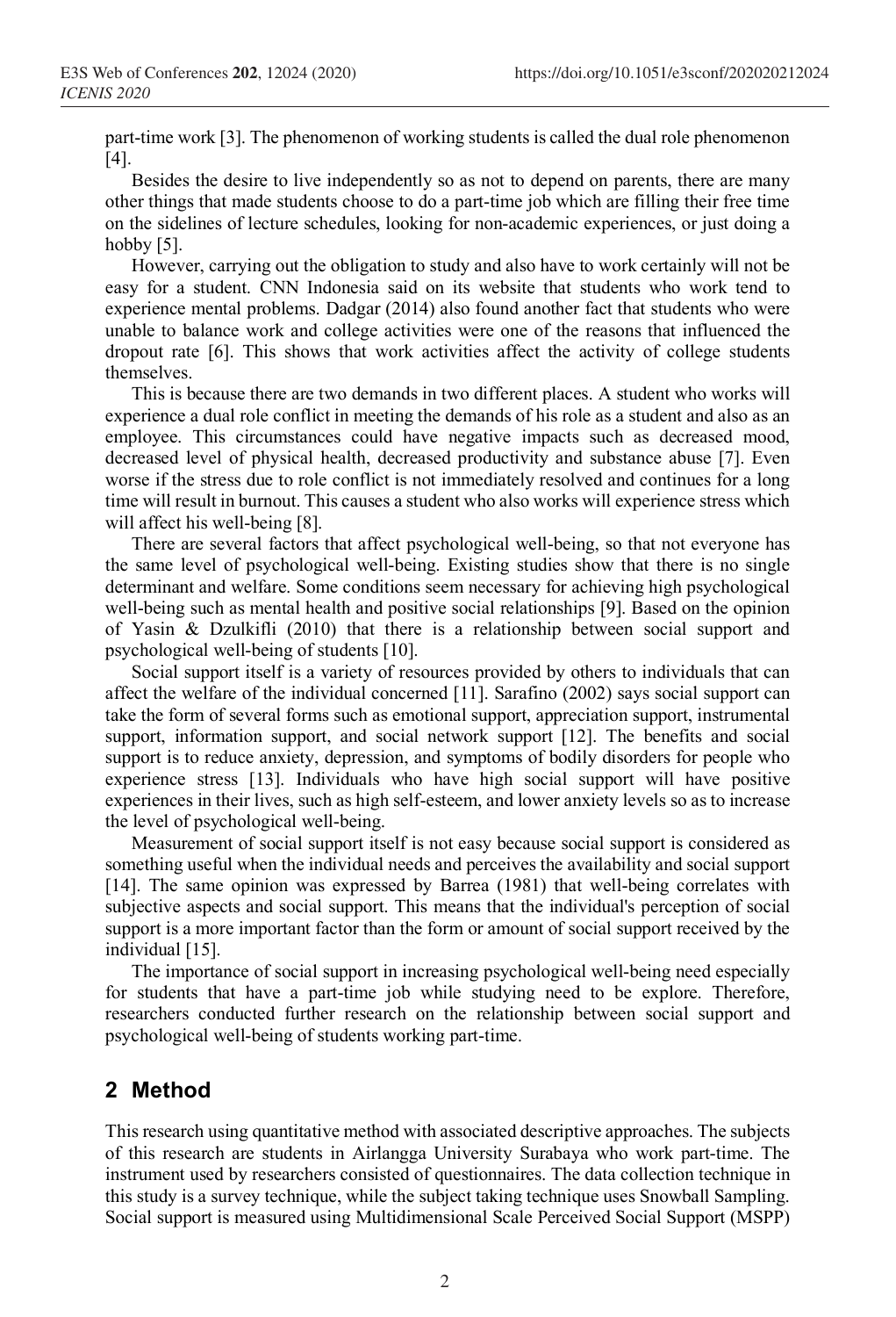part-time work [3]. The phenomenon of working students is called the dual role phenomenon [4].

Besides the desire to live independently so as not to depend on parents, there are many other things that made students choose to do a part-time job which are filling their free time on the sidelines of lecture schedules, looking for non-academic experiences, or just doing a hobby [5].

However, carrying out the obligation to study and also have to work certainly will not be easy for a student. CNN Indonesia said on its website that students who work tend to experience mental problems. Dadgar (2014) also found another fact that students who were unable to balance work and college activities were one of the reasons that influenced the dropout rate [6]. This shows that work activities affect the activity of college students themselves.

This is because there are two demands in two different places. A student who works will experience a dual role conflict in meeting the demands of his role as a student and also as an employee. This circumstances could have negative impacts such as decreased mood, decreased level of physical health, decreased productivity and substance abuse [7]. Even worse if the stress due to role conflict is not immediately resolved and continues for a long time will result in burnout. This causes a student who also works will experience stress which will affect his well-being [8].

There are several factors that affect psychological well-being, so that not everyone has the same level of psychological well-being. Existing studies show that there is no single determinant and welfare. Some conditions seem necessary for achieving high psychological well-being such as mental health and positive social relationships [9]. Based on the opinion of Yasin & Dzulkifli (2010) that there is a relationship between social support and psychological well-being of students [10].

Social support itself is a variety of resources provided by others to individuals that can affect the welfare of the individual concerned [11]. Sarafino (2002) says social support can take the form of several forms such as emotional support, appreciation support, instrumental support, information support, and social network support [12]. The benefits and social support is to reduce anxiety, depression, and symptoms of bodily disorders for people who experience stress [13]. Individuals who have high social support will have positive experiences in their lives, such as high self-esteem, and lower anxiety levels so as to increase the level of psychological well-being.

Measurement of social support itself is not easy because social support is considered as something useful when the individual needs and perceives the availability and social support [14]. The same opinion was expressed by Barrea (1981) that well-being correlates with subjective aspects and social support. This means that the individual's perception of social support is a more important factor than the form or amount of social support received by the individual [15].

The importance of social support in increasing psychological well-being need especially for students that have a part-time job while studying need to be explore. Therefore, researchers conducted further research on the relationship between social support and psychological well-being of students working part-time.

## 2 Method

This research using quantitative method with associated descriptive approaches. The subjects of this research are students in Airlangga University Surabaya who work part-time. The instrument used by researchers consisted of questionnaires. The data collection technique in this study is a survey technique, while the subject taking technique uses Snowball Sampling. Social support is measured using Multidimensional Scale Perceived Social Support (MSPP)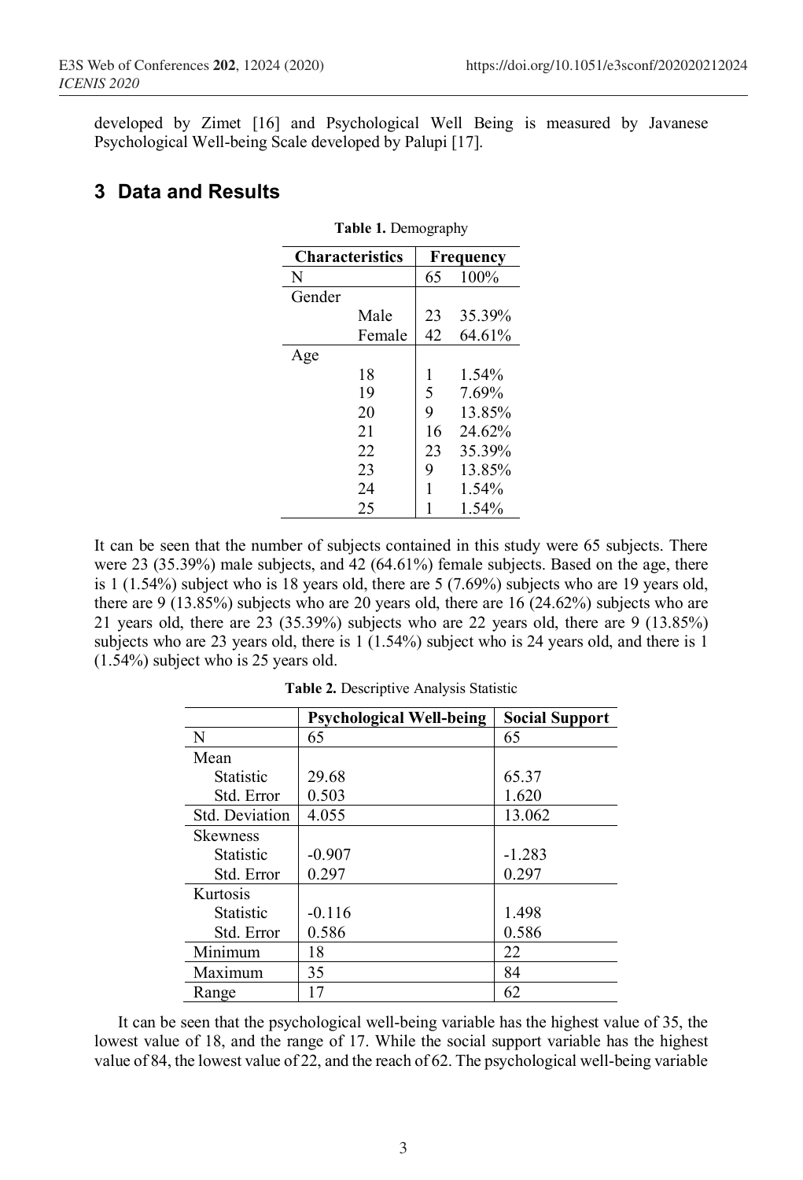developed by Zimet [16] and Psychological Well Being is measured by Javanese Psychological Well-being Scale developed by Palupi [17].

## 3 Data and Results

**Table 1.** Demography

| Characteristics | | Frequency | |
|---|---|---|---|
| N | | 65 | 100% |
| Gender | | | |
| | Male | 23 | 35.39% |
| | Female | 42 | 64.61% |
| Age | | | |
| | 18 | 1 | 1.54% |
| | 19 | 5 | 7.69% |
| | 20 | 9 | 13.85% |
| | 21 | 16 | 24.62% |
| | 22 | 23 | 35.39% |
| | 23 | 9 | 13.85% |
| | 24 | 1 | 1.54% |
| | 25 | 1 | 1.54% |

It can be seen that the number of subjects contained in this study were 65 subjects. There were 23 (35.39%) male subjects, and 42 (64.61%) female subjects. Based on the age, there is 1 (1.54%) subject who is 18 years old, there are 5 (7.69%) subjects who are 19 years old, there are 9 (13.85%) subjects who are 20 years old, there are 16 (24.62%) subjects who are 21 years old, there are 23 (35.39%) subjects who are 22 years old, there are 9 (13.85%) subjects who are 23 years old, there is 1 (1.54%) subject who is 24 years old, and there is 1 (1.54%) subject who is 25 years old.

**Table 2.** Descriptive Analysis Statistic

| | Psychological Well-being | Social Support |
|---|---|---|
| N | 65 | 65 |
| Mean | | |
| Statistic | 29.68 | 65.37 |
| Std. Error | 0.503 | 1.620 |
| Std. Deviation | 4.055 | 13.062 |
| Skewness | | |
| Statistic | -0.907 | -1.283 |
| Std. Error | 0.297 | 0.297 |
| Kurtosis | | |
| Statistic | -0.116 | 1.498 |
| Std. Error | 0.586 | 0.586 |
| Minimum | 18 | 22 |
| Maximum | 35 | 84 |
| Range | 17 | 62 |

It can be seen that the psychological well-being variable has the highest value of 35, the lowest value of 18, and the range of 17. While the social support variable has the highest value of 84, the lowest value of 22, and the reach of 62. The psychological well-being variable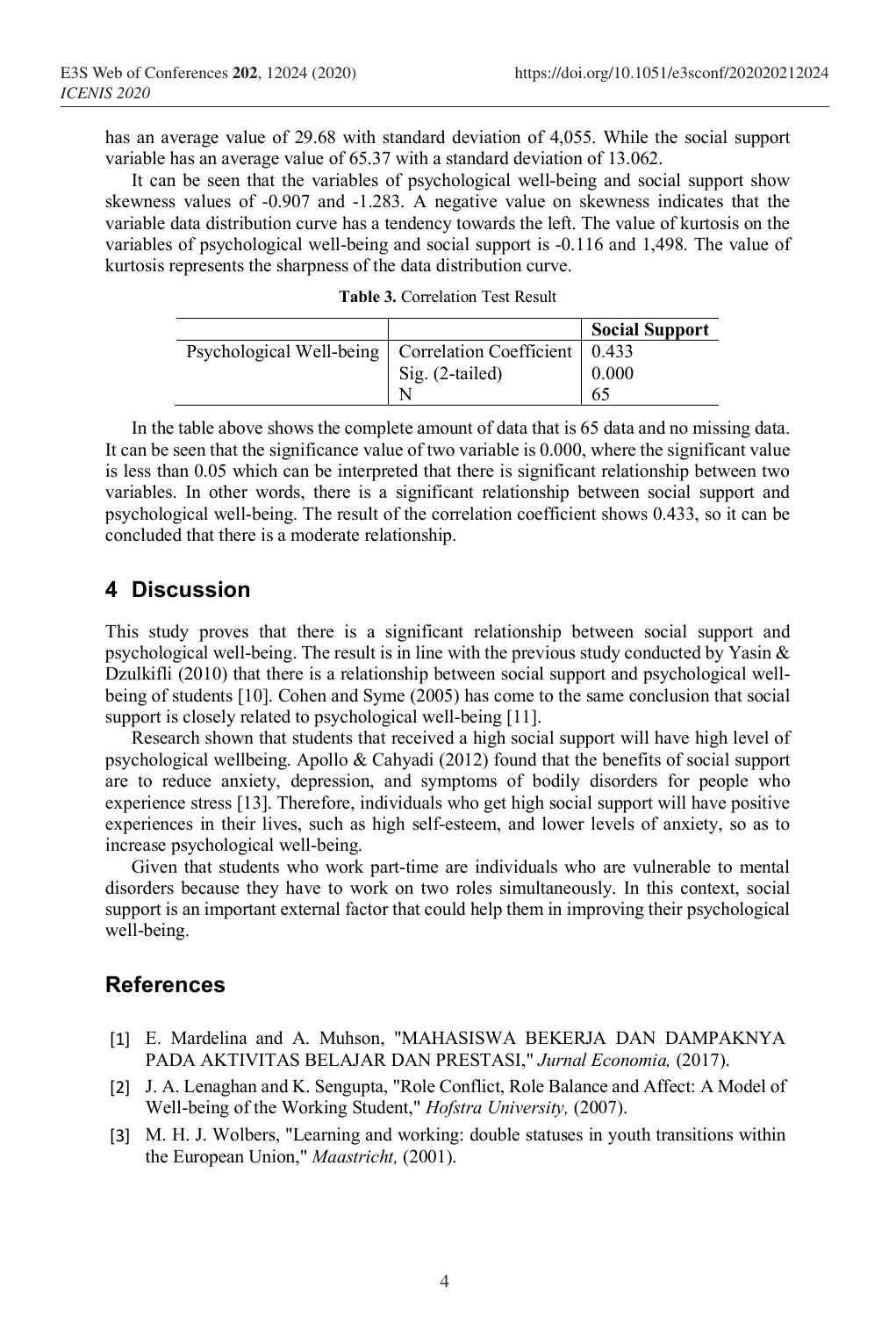has an average value of 29.68 with standard deviation of 4,055. While the social support variable has an average value of 65.37 with a standard deviation of 13.062.

It can be seen that the variables of psychological well-being and social support show skewness values of -0.907 and -1.283. A negative value on skewness indicates that the variable data distribution curve has a tendency towards the left. The value of kurtosis on the variables of psychological well-being and social support is -0.116 and 1,498. The value of kurtosis represents the sharpness of the data distribution curve.

**Table 3.** Correlation Test Result

| | | **Social Support** |
|---|---|---|
| Psychological Well-being | Correlation Coefficient | 0.433 |
| | Sig. (2-tailed) | 0.000 |
| | N | 65 |

In the table above shows the complete amount of data that is 65 data and no missing data. It can be seen that the significance value of two variable is 0.000, where the significant value is less than 0.05 which can be interpreted that there is significant relationship between two variables. In other words, there is a significant relationship between social support and psychological well-being. The result of the correlation coefficient shows 0.433, so it can be concluded that there is a moderate relationship.

## 4 Discussion

This study proves that there is a significant relationship between social support and psychological well-being. The result is in line with the previous study conducted by Yasin & Dzulkifli (2010) that there is a relationship between social support and psychological well-being of students [10]. Cohen and Syme (2005) has come to the same conclusion that social support is closely related to psychological well-being [11].

Research shown that students that received a high social support will have high level of psychological wellbeing. Apollo & Cahyadi (2012) found that the benefits of social support are to reduce anxiety, depression, and symptoms of bodily disorders for people who experience stress [13]. Therefore, individuals who get high social support will have positive experiences in their lives, such as high self-esteem, and lower levels of anxiety, so as to increase psychological well-being.

Given that students who work part-time are individuals who are vulnerable to mental disorders because they have to work on two roles simultaneously. In this context, social support is an important external factor that could help them in improving their psychological well-being.

## References

[1] E. Mardelina and A. Muhson, "MAHASISWA BEKERJA DAN DAMPAKNYA PADA AKTIVITAS BELAJAR DAN PRESTASI," *Jurnal Economia,* (2017).

[2] J. A. Lenaghan and K. Sengupta, "Role Conflict, Role Balance and Affect: A Model of Well-being of the Working Student," *Hofstra University,* (2007).

[3] M. H. J. Wolbers, "Learning and working: double statuses in youth transitions within the European Union," *Maastricht,* (2001).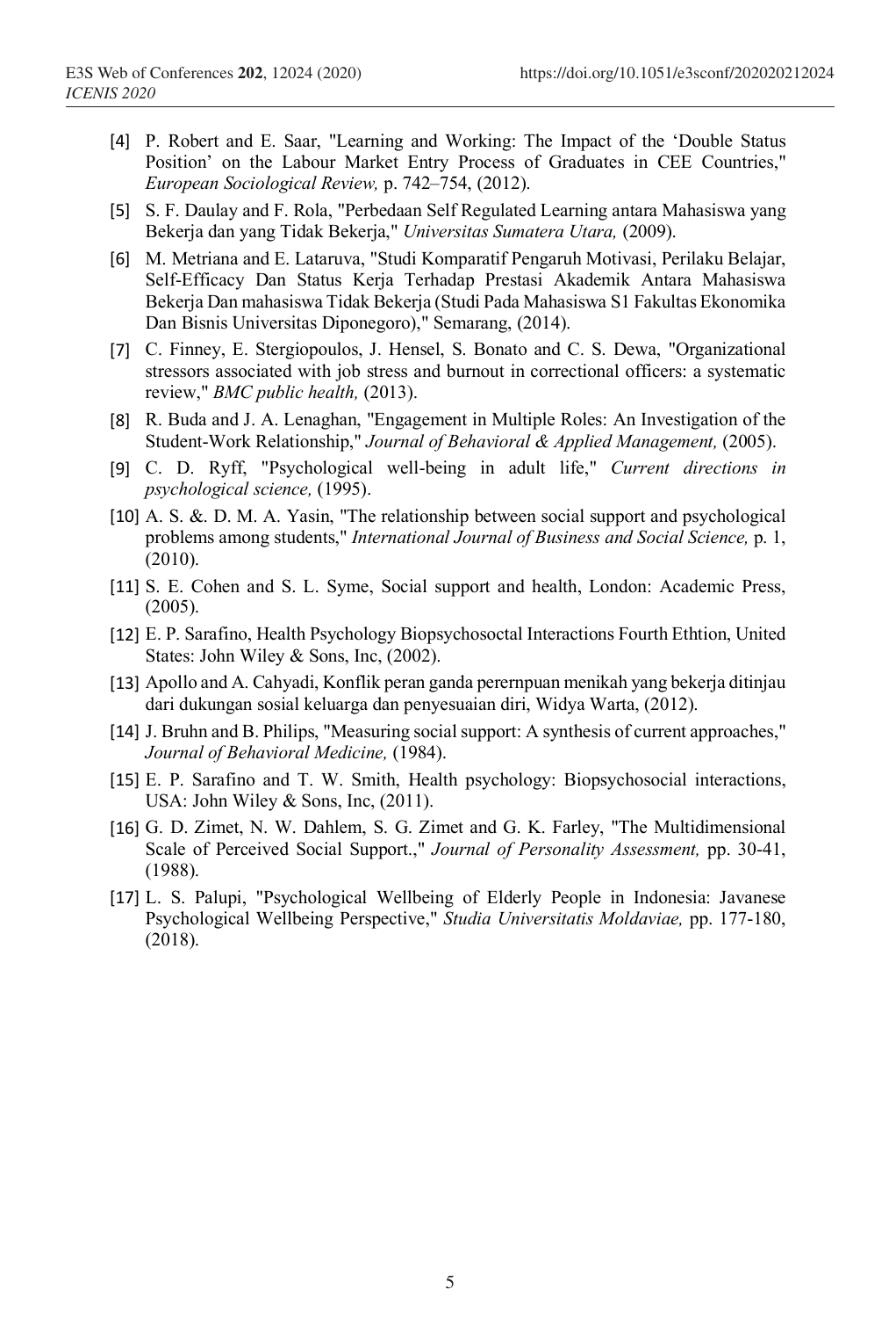[4] P. Robert and E. Saar, "Learning and Working: The Impact of the 'Double Status Position' on the Labour Market Entry Process of Graduates in CEE Countries," *European Sociological Review,* p. 742–754, (2012).

[5] S. F. Daulay and F. Rola, "Perbedaan Self Regulated Learning antara Mahasiswa yang Bekerja dan yang Tidak Bekerja," *Universitas Sumatera Utara,* (2009).

[6] M. Metriana and E. Lataruva, "Studi Komparatif Pengaruh Motivasi, Perilaku Belajar, Self-Efficacy Dan Status Kerja Terhadap Prestasi Akademik Antara Mahasiswa Bekerja Dan mahasiswa Tidak Bekerja (Studi Pada Mahasiswa S1 Fakultas Ekonomika Dan Bisnis Universitas Diponegoro)," Semarang, (2014).

[7] C. Finney, E. Stergiopoulos, J. Hensel, S. Bonato and C. S. Dewa, "Organizational stressors associated with job stress and burnout in correctional officers: a systematic review," *BMC public health,* (2013).

[8] R. Buda and J. A. Lenaghan, "Engagement in Multiple Roles: An Investigation of the Student-Work Relationship," *Journal of Behavioral & Applied Management,* (2005).

[9] C. D. Ryff, "Psychological well-being in adult life," *Current directions in psychological science,* (1995).

[10] A. S. &. D. M. A. Yasin, "The relationship between social support and psychological problems among students," *International Journal of Business and Social Science,* p. 1, (2010).

[11] S. E. Cohen and S. L. Syme, Social support and health, London: Academic Press, (2005).

[12] E. P. Sarafino, Health Psychology Biopsychosoctal Interactions Fourth Ethtion, United States: John Wiley & Sons, Inc, (2002).

[13] Apollo and A. Cahyadi, Konflik peran ganda perernpuan menikah yang bekerja ditinjau dari dukungan sosial keluarga dan penyesuaian diri, Widya Warta, (2012).

[14] J. Bruhn and B. Philips, "Measuring social support: A synthesis of current approaches," *Journal of Behavioral Medicine,* (1984).

[15] E. P. Sarafino and T. W. Smith, Health psychology: Biopsychosocial interactions, USA: John Wiley & Sons, Inc, (2011).

[16] G. D. Zimet, N. W. Dahlem, S. G. Zimet and G. K. Farley, "The Multidimensional Scale of Perceived Social Support.," *Journal of Personality Assessment,* pp. 30-41, (1988).

[17] L. S. Palupi, "Psychological Wellbeing of Elderly People in Indonesia: Javanese Psychological Wellbeing Perspective," *Studia Universitatis Moldaviae,* pp. 177-180, (2018).